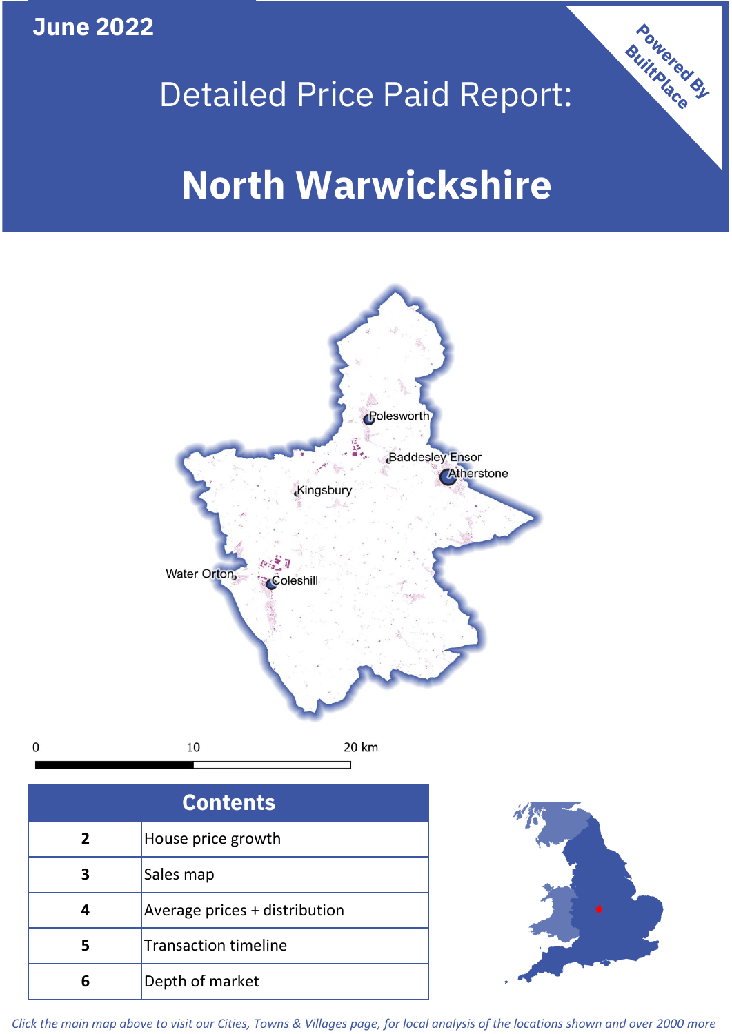June 2022

# Detailed Price Paid Report:

# North Warwickshire

Powered By BuiltPlace

Polesworth

Baddesley Ensor

Atherstone

Kingsbury

Water Orton

Coleshill

0 10 20 km

| Contents | |
|---|---|
| 2 | House price growth |
| 3 | Sales map |
| 4 | Average prices + distribution |
| 5 | Transaction timeline |
| 6 | Depth of market |

*Click the main map above to visit our Cities, Towns & Villages page, for local analysis of the locations shown and over 2000 more*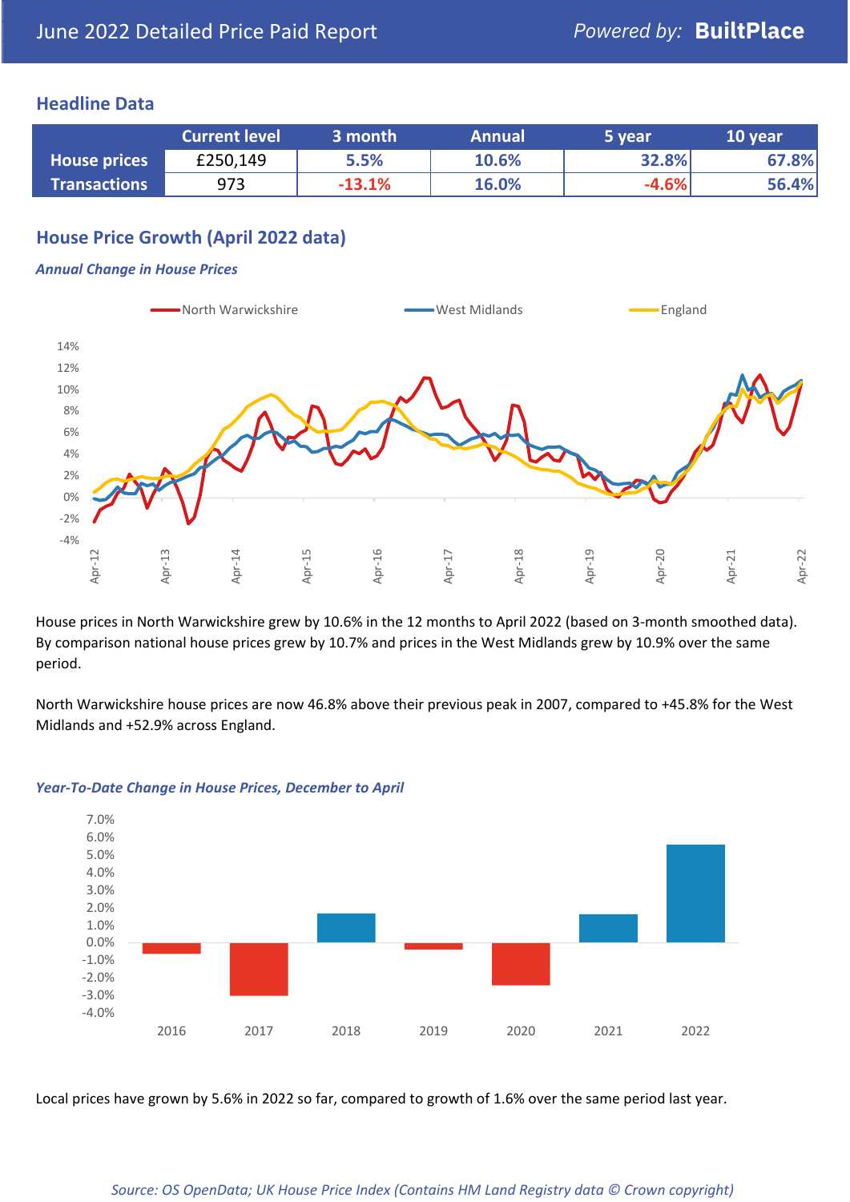# June 2022 Detailed Price Paid Report

Powered by: **BuiltPlace**

## Headline Data

| | Current level | 3 month | Annual | 5 year | 10 year |
|---|---|---|---|---|---|
| **House prices** | £250,149 | 5.5% | 10.6% | 32.8% | 67.8% |
| **Transactions** | 973 | -13.1% | 16.0% | -4.6% | 56.4% |

## House Price Growth (April 2022 data)

***Annual Change in House Prices***

House prices in North Warwickshire grew by 10.6% in the 12 months to April 2022 (based on 3-month smoothed data). By comparison national house prices grew by 10.7% and prices in the West Midlands grew by 10.9% over the same period.

North Warwickshire house prices are now 46.8% above their previous peak in 2007, compared to +45.8% for the West Midlands and +52.9% across England.

***Year-To-Date Change in House Prices, December to April***

Local prices have grown by 5.6% in 2022 so far, compared to growth of 1.6% over the same period last year.

*Source: OS OpenData; UK House Price Index (Contains HM Land Registry data © Crown copyright)*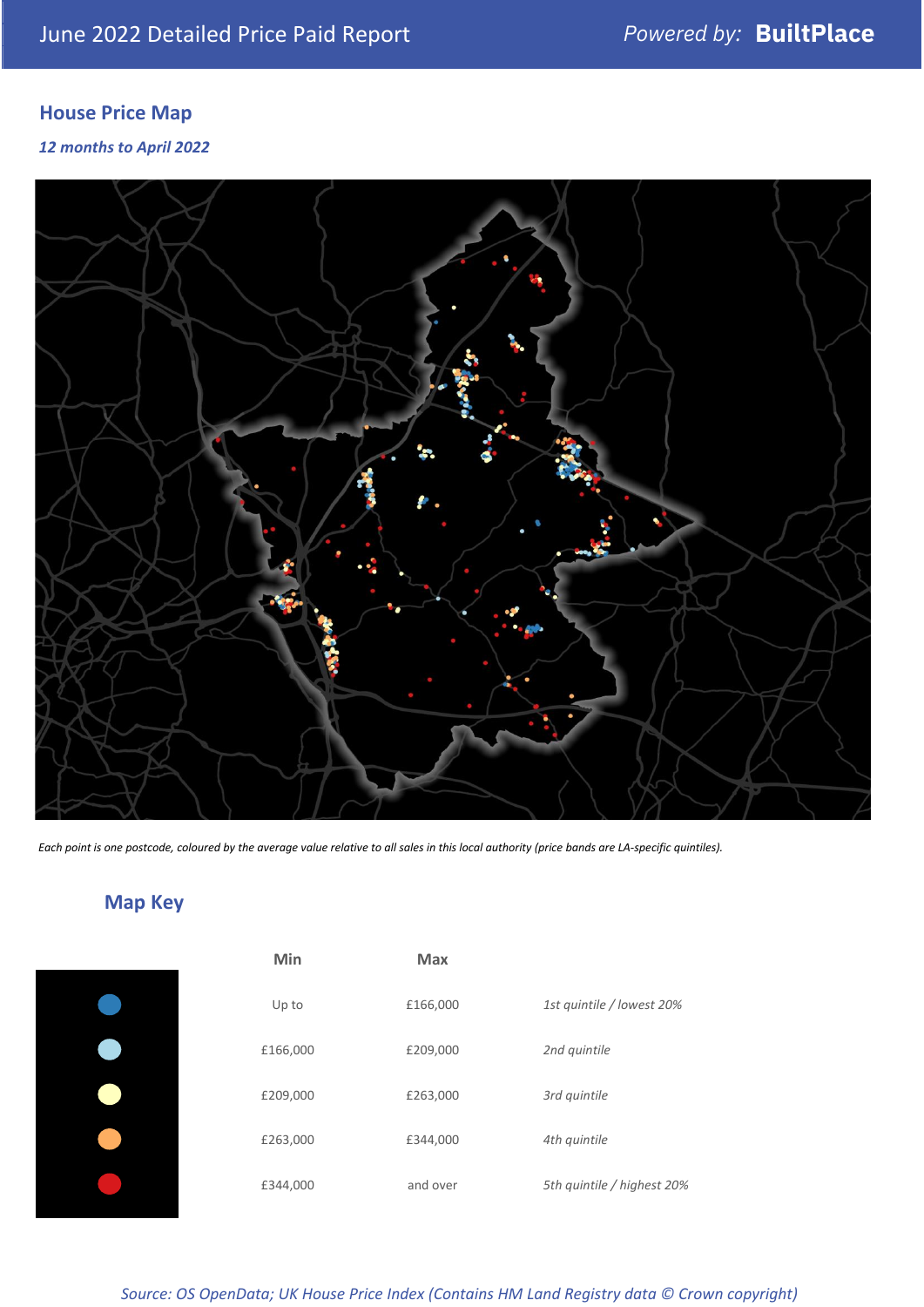# June 2022 Detailed Price Paid Report

Powered by: **BuiltPlace**

## House Price Map

*12 months to April 2022*

*Each point is one postcode, coloured by the average value relative to all sales in this local authority (price bands are LA-specific quintiles).*

## Map Key

| | Min | Max | |
|---|---|---|---|
| | Up to | £166,000 | *1st quintile / lowest 20%* |
| | £166,000 | £209,000 | *2nd quintile* |
| | £209,000 | £263,000 | *3rd quintile* |
| | £263,000 | £344,000 | *4th quintile* |
| | £344,000 | and over | *5th quintile / highest 20%* |

*Source: OS OpenData; UK House Price Index (Contains HM Land Registry data © Crown copyright)*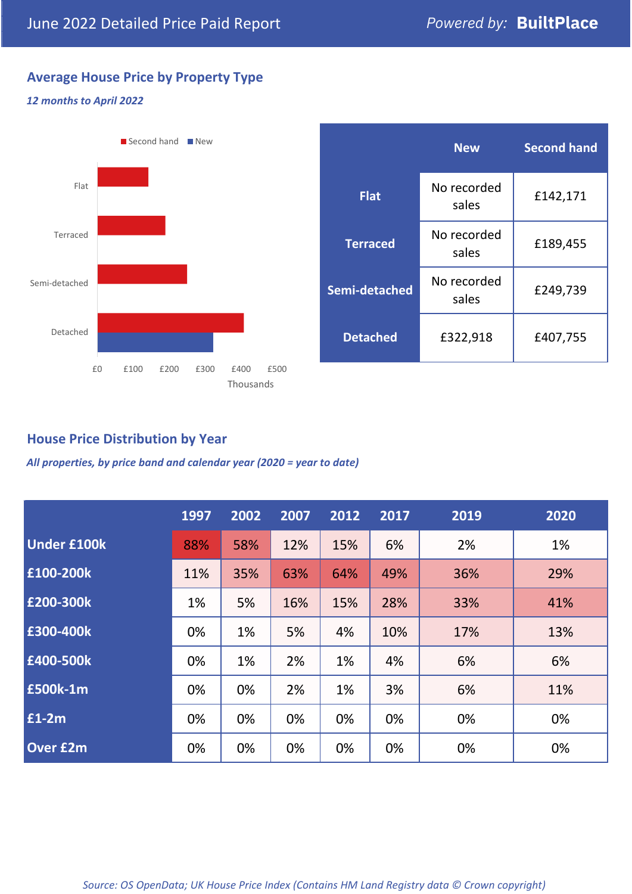June 2022 Detailed Price Paid Report

Powered by: **BuiltPlace**

## Average House Price by Property Type

*12 months to April 2022*

| | New | Second hand |
|---|---|---|
| **Flat** | No recorded sales | £142,171 |
| **Terraced** | No recorded sales | £189,455 |
| **Semi-detached** | No recorded sales | £249,739 |
| **Detached** | £322,918 | £407,755 |

## House Price Distribution by Year

*All properties, by price band and calendar year (2020 = year to date)*

| | 1997 | 2002 | 2007 | 2012 | 2017 | 2019 | 2020 |
|---|---|---|---|---|---|---|---|
| **Under £100k** | 88% | 58% | 12% | 15% | 6% | 2% | 1% |
| **£100-200k** | 11% | 35% | 63% | 64% | 49% | 36% | 29% |
| **£200-300k** | 1% | 5% | 16% | 15% | 28% | 33% | 41% |
| **£300-400k** | 0% | 1% | 5% | 4% | 10% | 17% | 13% |
| **£400-500k** | 0% | 1% | 2% | 1% | 4% | 6% | 6% |
| **£500k-1m** | 0% | 0% | 2% | 1% | 3% | 6% | 11% |
| **£1-2m** | 0% | 0% | 0% | 0% | 0% | 0% | 0% |
| **Over £2m** | 0% | 0% | 0% | 0% | 0% | 0% | 0% |

*Source: OS OpenData; UK House Price Index (Contains HM Land Registry data © Crown copyright)*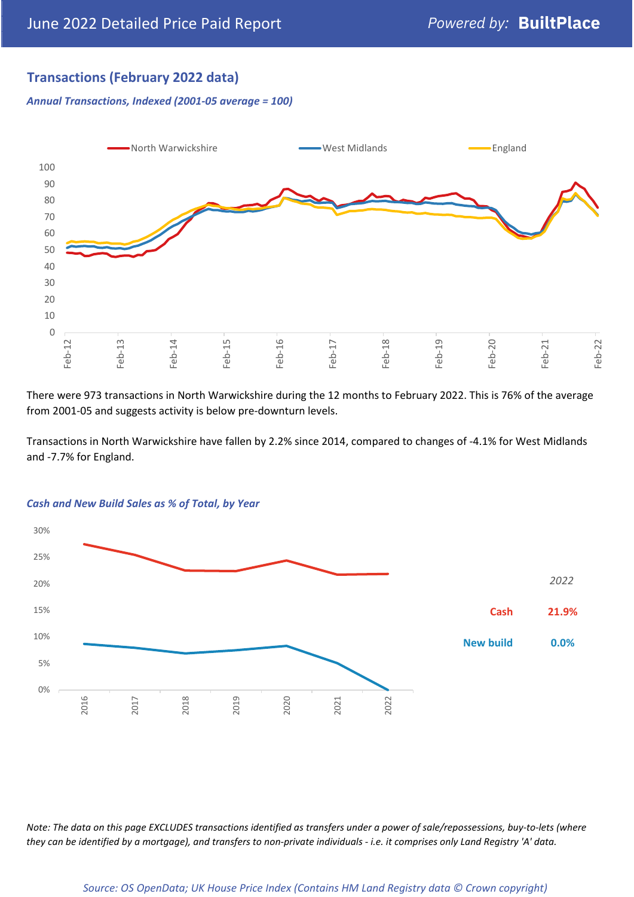## Transactions (February 2022 data)

*Annual Transactions, Indexed (2001-05 average = 100)*

There were 973 transactions in North Warwickshire during the 12 months to February 2022. This is 76% of the average from 2001-05 and suggests activity is below pre-downturn levels.

Transactions in North Warwickshire have fallen by 2.2% since 2014, compared to changes of -4.1% for West Midlands and -7.7% for England.

*Cash and New Build Sales as % of Total, by Year*

| 2022 | |
|---|---|
| Cash | 21.9% |
| New build | 0.0% |

*Note: The data on this page EXCLUDES transactions identified as transfers under a power of sale/repossessions, buy-to-lets (where they can be identified by a mortgage), and transfers to non-private individuals - i.e. it comprises only Land Registry 'A' data.*

*Source: OS OpenData; UK House Price Index (Contains HM Land Registry data © Crown copyright)*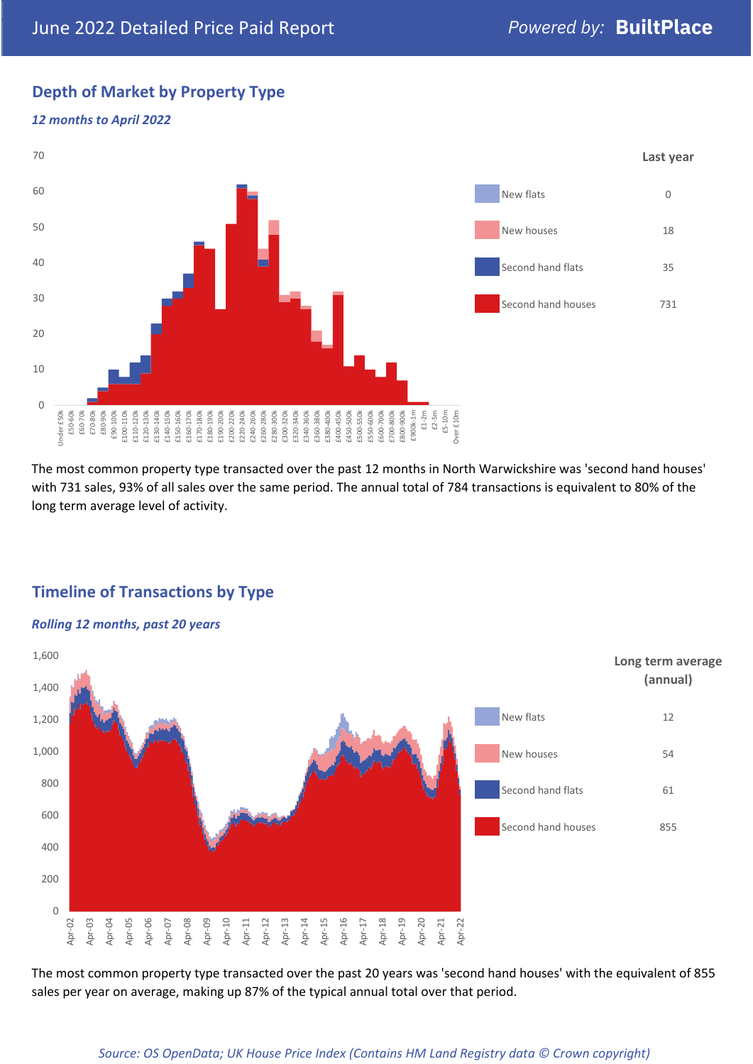June 2022 Detailed Price Paid Report

*Powered by:* **BuiltPlace**

## Depth of Market by Property Type

***12 months to April 2022***

70
60
50
40
30
20
10
0

Under £50k, £50-60k, £60-70k, £70-80k, £80-90k, £90-100k, £100-110k, £110-120k, £120-130k, £130-140k, £140-150k, £150-160k, £160-170k, £170-180k, £180-190k, £190-200k, £200-220k, £220-240k, £240-260k, £260-280k, £280-300k, £300-320k, £320-340k, £340-360k, £360-380k, £380-400k, £400-450k, £450-500k, £500-550k, £550-600k, £600-700k, £700-800k, £800-900k, £900k-1m, £1-2m, £2-5m, £5-10m, Over £10m

**Last year**

New flats 0
New houses 18
Second hand flats 35
Second hand houses 731

The most common property type transacted over the past 12 months in North Warwickshire was 'second hand houses' with 731 sales, 93% of all sales over the same period. The annual total of 784 transactions is equivalent to 80% of the long term average level of activity.

## Timeline of Transactions by Type

***Rolling 12 months, past 20 years***

1,600
1,400
1,200
1,000
800
600
400
200
0

Apr-02, Apr-03, Apr-04, Apr-05, Apr-06, Apr-07, Apr-08, Apr-09, Apr-10, Apr-11, Apr-12, Apr-13, Apr-14, Apr-15, Apr-16, Apr-17, Apr-18, Apr-19, Apr-20, Apr-21, Apr-22

**Long term average (annual)**

New flats 12
New houses 54
Second hand flats 61
Second hand houses 855

The most common property type transacted over the past 20 years was 'second hand houses' with the equivalent of 855 sales per year on average, making up 87% of the typical annual total over that period.

*Source: OS OpenData; UK House Price Index (Contains HM Land Registry data © Crown copyright)*